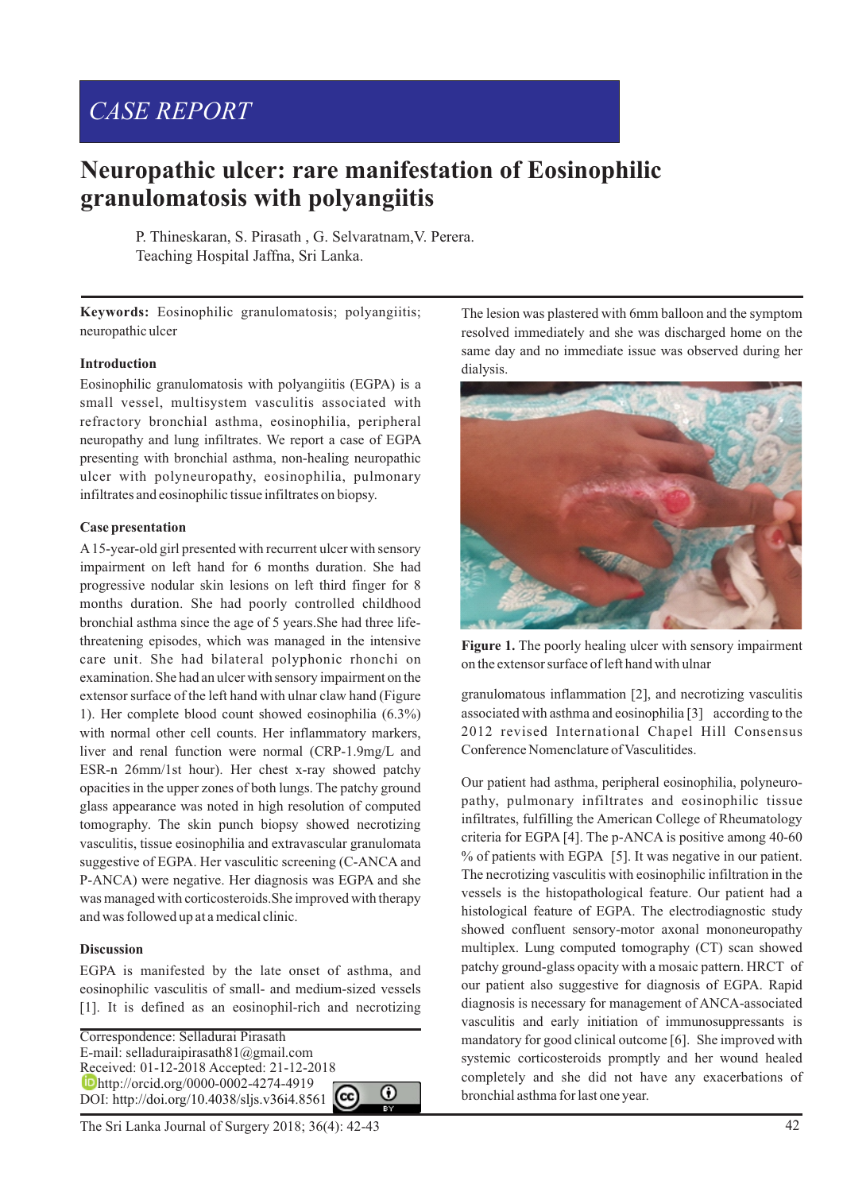CASE REPORT

# Neuropathic ulcer: rare manifestation of Eosinophilic granulomatosis with polyangiitis

P. Thineskaran, S. Pirasath , G. Selvaratnam,V. Perera.
Teaching Hospital Jaffna, Sri Lanka.

**Keywords:** Eosinophilic granulomatosis; polyangiitis; neuropathic ulcer

### Introduction

Eosinophilic granulomatosis with polyangiitis (EGPA) is a small vessel, multisystem vasculitis associated with refractory bronchial asthma, eosinophilia, peripheral neuropathy and lung infiltrates. We report a case of EGPA presenting with bronchial asthma, non-healing neuropathic ulcer with polyneuropathy, eosinophilia, pulmonary infiltrates and eosinophilic tissue infiltrates on biopsy.

### Case presentation

A 15-year-old girl presented with recurrent ulcer with sensory impairment on left hand for 6 months duration. She had progressive nodular skin lesions on left third finger for 8 months duration. She had poorly controlled childhood bronchial asthma since the age of 5 years.She had three life-threatening episodes, which was managed in the intensive care unit. She had bilateral polyphonic rhonchi on examination. She had an ulcer with sensory impairment on the extensor surface of the left hand with ulnar claw hand (Figure 1). Her complete blood count showed eosinophilia (6.3%) with normal other cell counts. Her inflammatory markers, liver and renal function were normal (CRP-1.9mg/L and ESR-n 26mm/1st hour). Her chest x-ray showed patchy opacities in the upper zones of both lungs. The patchy ground glass appearance was noted in high resolution of computed tomography. The skin punch biopsy showed necrotizing vasculitis, tissue eosinophilia and extravascular granulomata suggestive of EGPA. Her vasculitic screening (C-ANCA and P-ANCA) were negative. Her diagnosis was EGPA and she was managed with corticosteroids.She improved with therapy and was followed up at a medical clinic.

### Discussion

EGPA is manifested by the late onset of asthma, and eosinophilic vasculitis of small- and medium-sized vessels [1]. It is defined as an eosinophil-rich and necrotizing granulomatous inflammation [2], and necrotizing vasculitis associated with asthma and eosinophilia [3] according to the 2012 revised International Chapel Hill Consensus Conference Nomenclature of Vasculitides.

Our patient had asthma, peripheral eosinophilia, polyneuropathy, pulmonary infiltrates and eosinophilic tissue infiltrates, fulfilling the American College of Rheumatology criteria for EGPA [4]. The p-ANCA is positive among 40-60 % of patients with EGPA [5]. It was negative in our patient. The necrotizing vasculitis with eosinophilic infiltration in the vessels is the histopathological feature. Our patient had a histological feature of EGPA. The electrodiagnostic study showed confluent sensory-motor axonal mononeuropathy multiplex. Lung computed tomography (CT) scan showed patchy ground-glass opacity with a mosaic pattern. HRCT of our patient also suggestive for diagnosis of EGPA. Rapid diagnosis is necessary for management of ANCA-associated vasculitis and early initiation of immunosuppressants is mandatory for good clinical outcome [6]. She improved with systemic corticosteroids promptly and her wound healed completely and she did not have any exacerbations of bronchial asthma for last one year.

The lesion was plastered with 6mm balloon and the symptom resolved immediately and she was discharged home on the same day and no immediate issue was observed during her dialysis.

**Figure 1.** The poorly healing ulcer with sensory impairment on the extensor surface of left hand with ulnar

Correspondence: Selladurai Pirasath
E-mail: selladuraipirasath81@gmail.com
Received: 01-12-2018 Accepted: 21-12-2018
http://orcid.org/0000-0002-4274-4919
DOI: http://doi.org/10.4038/sljs.v36i4.8561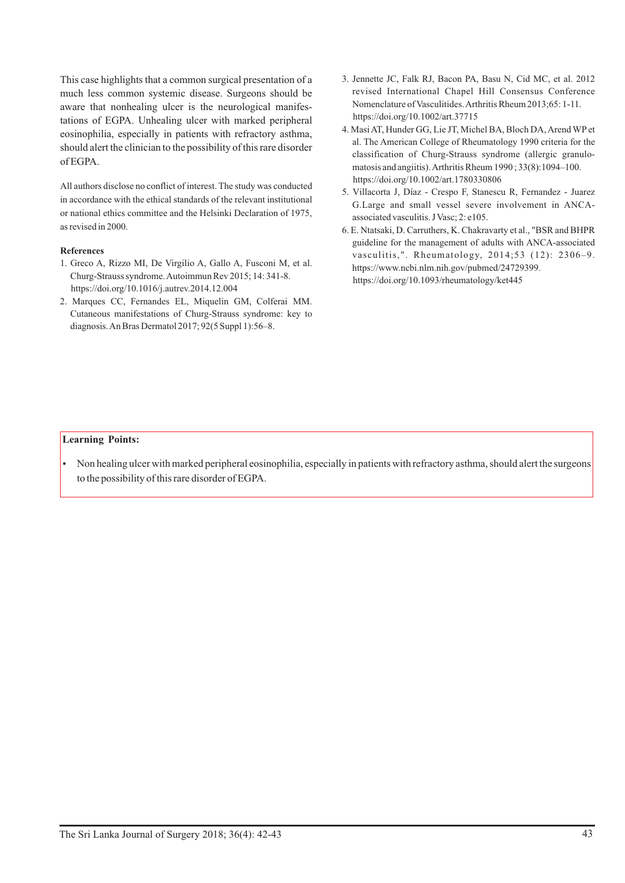This case highlights that a common surgical presentation of a much less common systemic disease. Surgeons should be aware that nonhealing ulcer is the neurological manifestations of EGPA. Unhealing ulcer with marked peripheral eosinophilia, especially in patients with refractory asthma, should alert the clinician to the possibility of this rare disorder of EGPA.

All authors disclose no conflict of interest. The study was conducted in accordance with the ethical standards of the relevant institutional or national ethics committee and the Helsinki Declaration of 1975, as revised in 2000.

#### References

1. Greco A, Rizzo MI, De Virgilio A, Gallo A, Fusconi M, et al. Churg-Strauss syndrome. Autoimmun Rev 2015; 14: 341-8. https://doi.org/10.1016/j.autrev.2014.12.004
2. Marques CC, Fernandes EL, Miquelin GM, Colferai MM. Cutaneous manifestations of Churg-Strauss syndrome: key to diagnosis. An Bras Dermatol 2017; 92(5 Suppl 1):56–8.
3. Jennette JC, Falk RJ, Bacon PA, Basu N, Cid MC, et al. 2012 revised International Chapel Hill Consensus Conference Nomenclature of Vasculitides. Arthritis Rheum 2013;65: 1-11. https://doi.org/10.1002/art.37715
4. Masi AT, Hunder GG, Lie JT, Michel BA, Bloch DA, Arend WP et al. The American College of Rheumatology 1990 criteria for the classification of Churg-Strauss syndrome (allergic granulomatosis and angiitis). Arthritis Rheum 1990 ; 33(8):1094–100. https://doi.org/10.1002/art.1780330806
5. Villacorta J, Díaz - Crespo F, Stanescu R, Fernandez - Juarez G.Large and small vessel severe involvement in ANCA-associated vasculitis. J Vasc; 2: e105.
6. E. Ntatsaki, D. Carruthers, K. Chakravarty et al., "BSR and BHPR guideline for the management of adults with ANCA-associated vasculitis,". Rheumatology, 2014;53 (12): 2306–9. https://www.ncbi.nlm.nih.gov/pubmed/24729399. https://doi.org/10.1093/rheumatology/ket445

**Learning Points:**

- Non healing ulcer with marked peripheral eosinophilia, especially in patients with refractory asthma, should alert the surgeons to the possibility of this rare disorder of EGPA.